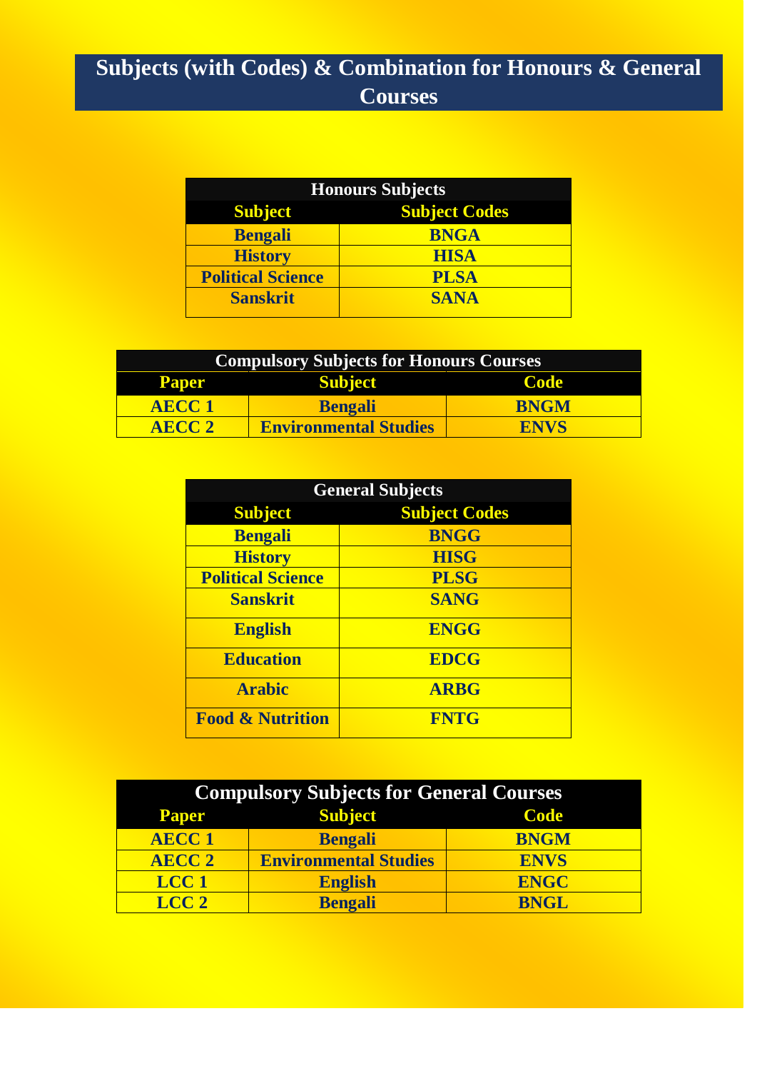# Subjects (with Codes) & Combination for Honours & General Courses

| Honours Subjects | |
|---|---|
| **Subject** | **Subject Codes** |
| Bengali | BNGA |
| History | HISA |
| Political Science | PLSA |
| Sanskrit | SANA |

| Compulsory Subjects for Honours Courses | | |
|---|---|---|
| **Paper** | **Subject** | **Code** |
| AECC 1 | Bengali | BNGM |
| AECC 2 | Environmental Studies | ENVS |

| General Subjects | |
|---|---|
| **Subject** | **Subject Codes** |
| Bengali | BNGG |
| History | HISG |
| Political Science | PLSG |
| Sanskrit | SANG |
| English | ENGG |
| Education | EDCG |
| Arabic | ARBG |
| Food & Nutrition | FNTG |

| Compulsory Subjects for General Courses | | |
|---|---|---|
| **Paper** | **Subject** | **Code** |
| AECC 1 | Bengali | BNGM |
| AECC 2 | Environmental Studies | ENVS |
| LCC 1 | English | ENGC |
| LCC 2 | Bengali | BNGL |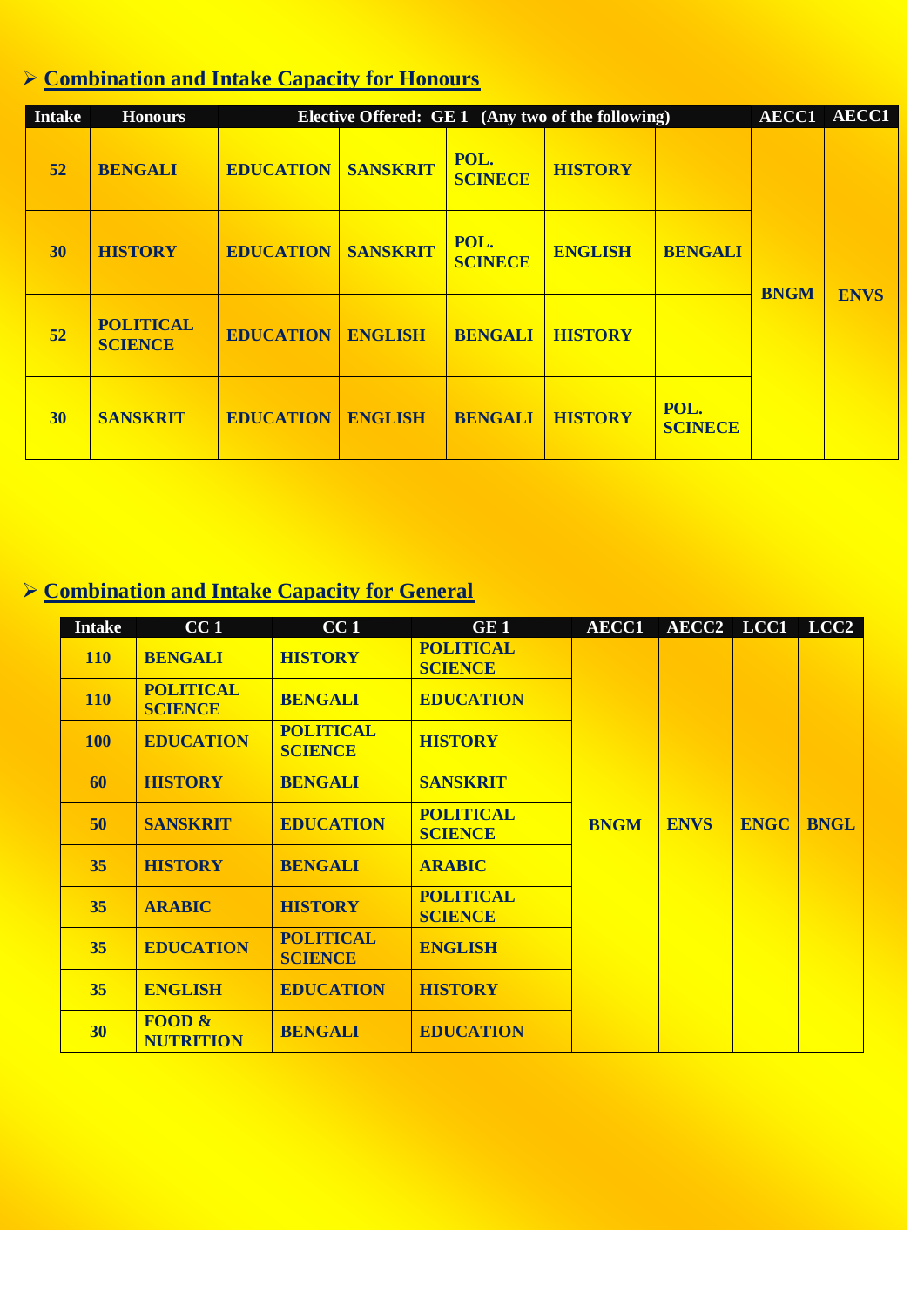## ➢ Combination and Intake Capacity for Honours

| Intake | Honours | Elective Offered: GE 1 (Any two of the following) | | | | | AECC1 | AECC1 |
|---|---|---|---|---|---|---|---|---|
| 52 | BENGALI | EDUCATION | SANSKRIT | POL. SCINECE | HISTORY | | BNGM | ENVS |
| 30 | HISTORY | EDUCATION | SANSKRIT | POL. SCINECE | ENGLISH | BENGALI | | |
| 52 | POLITICAL SCIENCE | EDUCATION | ENGLISH | BENGALI | HISTORY | | | |
| 30 | SANSKRIT | EDUCATION | ENGLISH | BENGALI | HISTORY | POL. SCINECE | | |

## ➢ Combination and Intake Capacity for General

| Intake | CC 1 | CC 1 | GE 1 | AECC1 | AECC2 | LCC1 | LCC2 |
|---|---|---|---|---|---|---|---|
| 110 | BENGALI | HISTORY | POLITICAL SCIENCE | BNGM | ENVS | ENGC | BNGL |
| 110 | POLITICAL SCIENCE | BENGALI | EDUCATION | | | | |
| 100 | EDUCATION | POLITICAL SCIENCE | HISTORY | | | | |
| 60 | HISTORY | BENGALI | SANSKRIT | | | | |
| 50 | SANSKRIT | EDUCATION | POLITICAL SCIENCE | | | | |
| 35 | HISTORY | BENGALI | ARABIC | | | | |
| 35 | ARABIC | HISTORY | POLITICAL SCIENCE | | | | |
| 35 | EDUCATION | POLITICAL SCIENCE | ENGLISH | | | | |
| 35 | ENGLISH | EDUCATION | HISTORY | | | | |
| 30 | FOOD & NUTRITION | BENGALI | EDUCATION | | | | |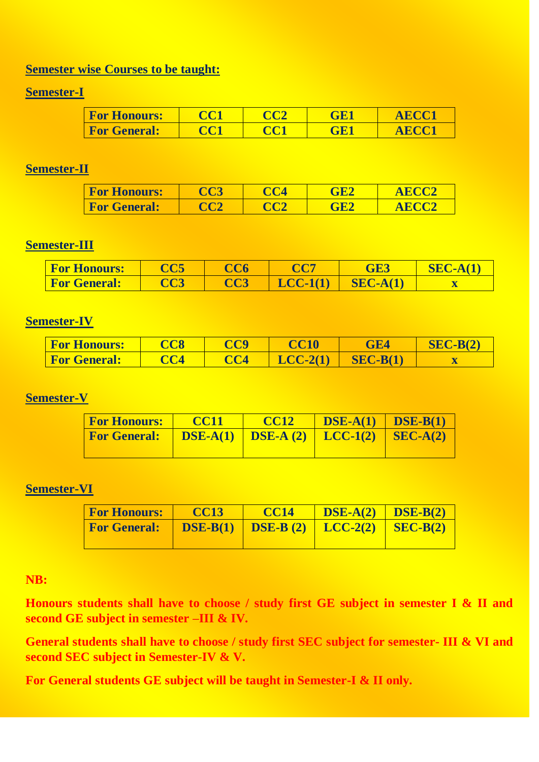**Semester wise Courses to be taught:**

**Semester-I**

| | | | | |
|---|---|---|---|---|
| **For Honours:** | **CC1** | **CC2** | **GE1** | **AECC1** |
| **For General:** | **CC1** | **CC1** | **GE1** | **AECC1** |

**Semester-II**

| | | | | |
|---|---|---|---|---|
| **For Honours:** | **CC3** | **CC4** | **GE2** | **AECC2** |
| **For General:** | **CC2** | **CC2** | **GE2** | **AECC2** |

**Semester-III**

| | | | | | |
|---|---|---|---|---|---|
| **For Honours:** | **CC5** | **CC6** | **CC7** | **GE3** | **SEC-A(1)** |
| **For General:** | **CC3** | **CC3** | **LCC-1(1)** | **SEC-A(1)** | **x** |

**Semester-IV**

| | | | | | |
|---|---|---|---|---|---|
| **For Honours:** | **CC8** | **CC9** | **CC10** | **GE4** | **SEC-B(2)** |
| **For General:** | **CC4** | **CC4** | **LCC-2(1)** | **SEC-B(1)** | **x** |

**Semester-V**

| | | | | |
|---|---|---|---|---|
| **For Honours:** | **CC11** | **CC12** | **DSE-A(1)** | **DSE-B(1)** |
| **For General:** | **DSE-A(1)** | **DSE-A (2)** | **LCC-1(2)** | **SEC-A(2)** |

**Semester-VI**

| | | | | |
|---|---|---|---|---|
| **For Honours:** | **CC13** | **CC14** | **DSE-A(2)** | **DSE-B(2)** |
| **For General:** | **DSE-B(1)** | **DSE-B (2)** | **LCC-2(2)** | **SEC-B(2)** |

**NB:**

**Honours students shall have to choose / study first GE subject in semester I & II and second GE subject in semester –III & IV.**

**General students shall have to choose / study first SEC subject for semester- III & VI and second SEC subject in Semester-IV & V.**

**For General students GE subject will be taught in Semester-I & II only.**